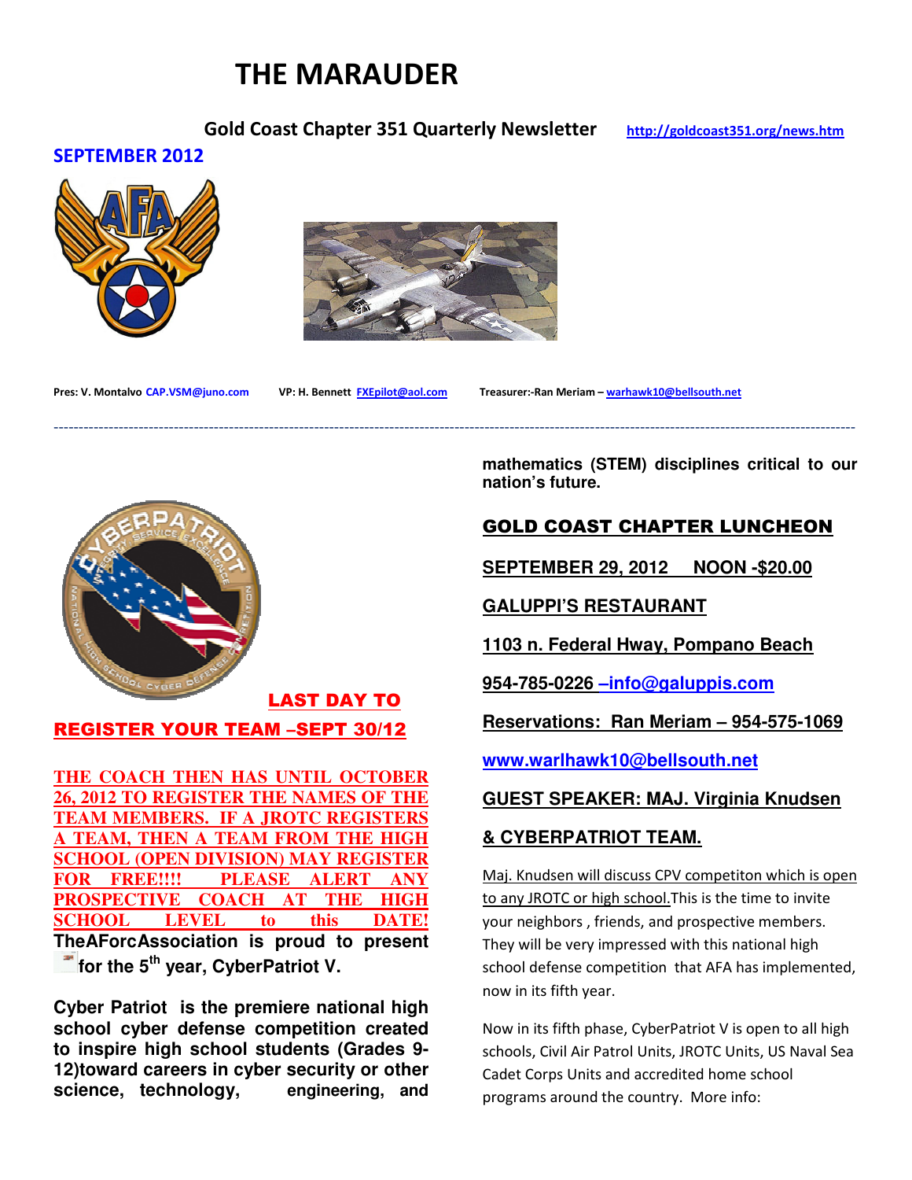# THE MARAUDER

**Gold Coast Chapter 351 Quarterly Newsletter** http://goldcoast351.org/news.htm

**SEPTEMBER 2012**

**Pres: V. Montalvo** CAP.VSM@juno.com **VP: H. Bennett** FXEpilot@aol.com **Treasurer:-Ran Meriam –** warhawk10@bellsouth.net

---

**LAST DAY TO REGISTER YOUR TEAM –SEPT 30/12**

**THE COACH THEN HAS UNTIL OCTOBER 26, 2012 TO REGISTER THE NAMES OF THE TEAM MEMBERS. IF A JROTC REGISTERS A TEAM, THEN A TEAM FROM THE HIGH SCHOOL (OPEN DIVISION) MAY REGISTER FOR FREE!!!! PLEASE ALERT ANY PROSPECTIVE COACH AT THE HIGH SCHOOL LEVEL to this DATE!**

**TheAForcAssociation is proud to present for the 5th year, CyberPatriot V.**

**Cyber Patriot is the premiere national high school cyber defense competition created to inspire high school students (Grades 9-12)toward careers in cyber security or other science, technology, engineering, and mathematics (STEM) disciplines critical to our nation's future.**

## GOLD COAST CHAPTER LUNCHEON

**SEPTEMBER 29, 2012 NOON -$20.00**

**GALUPPI'S RESTAURANT**

**1103 n. Federal Hway, Pompano Beach**

**954-785-0226 –info@galuppis.com**

**Reservations: Ran Meriam – 954-575-1069**

**www.warlhawk10@bellsouth.net**

**GUEST SPEAKER: MAJ. Virginia Knudsen**

**& CYBERPATRIOT TEAM.**

Maj. Knudsen will discuss CPV competiton which is open to any JROTC or high school.This is the time to invite your neighbors , friends, and prospective members. They will be very impressed with this national high school defense competition that AFA has implemented, now in its fifth year.

Now in its fifth phase, CyberPatriot V is open to all high schools, Civil Air Patrol Units, JROTC Units, US Naval Sea Cadet Corps Units and accredited home school programs around the country. More info: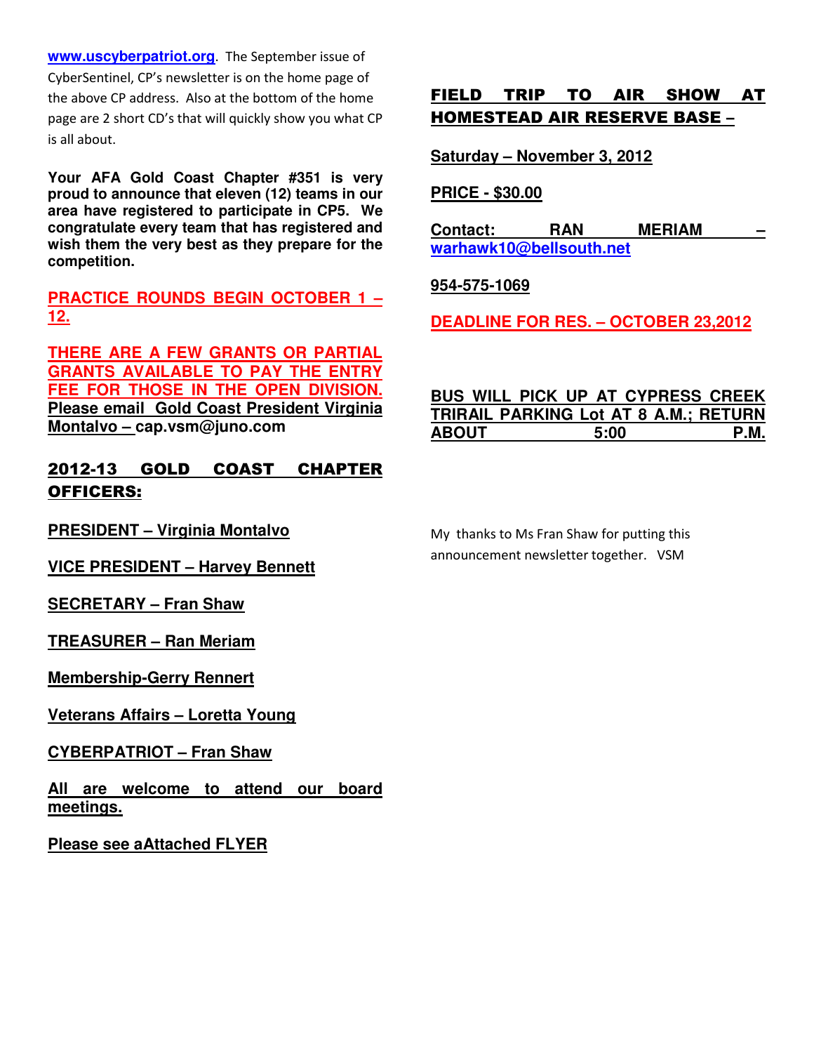www.uscyberpatriot.org. The September issue of CyberSentinel, CP's newsletter is on the home page of the above CP address. Also at the bottom of the home page are 2 short CD's that will quickly show you what CP is all about.

**Your AFA Gold Coast Chapter #351 is very proud to announce that eleven (12) teams in our area have registered to participate in CP5. We congratulate every team that has registered and wish them the very best as they prepare for the competition.**

**PRACTICE ROUNDS BEGIN OCTOBER 1 – 12.**

**THERE ARE A FEW GRANTS OR PARTIAL GRANTS AVAILABLE TO PAY THE ENTRY FEE FOR THOSE IN THE OPEN DIVISION.** **Please email Gold Coast President Virginia Montalvo – cap.vsm@juno.com**

## 2012-13 GOLD COAST CHAPTER OFFICERS:

**PRESIDENT – Virginia Montalvo**

**VICE PRESIDENT – Harvey Bennett**

**SECRETARY – Fran Shaw**

**TREASURER – Ran Meriam**

**Membership-Gerry Rennert**

**Veterans Affairs – Loretta Young**

**CYBERPATRIOT – Fran Shaw**

**All are welcome to attend our board meetings.**

**Please see aAttached FLYER**

## FIELD TRIP TO AIR SHOW AT HOMESTEAD AIR RESERVE BASE –

**Saturday – November 3, 2012**

**PRICE - $30.00**

**Contact: RAN MERIAM – warhawk10@bellsouth.net**

**954-575-1069**

**DEADLINE FOR RES. – OCTOBER 23,2012**

**BUS WILL PICK UP AT CYPRESS CREEK TRIRAIL PARKING Lot AT 8 A.M.; RETURN ABOUT 5:00 P.M.**

My thanks to Ms Fran Shaw for putting this announcement newsletter together. VSM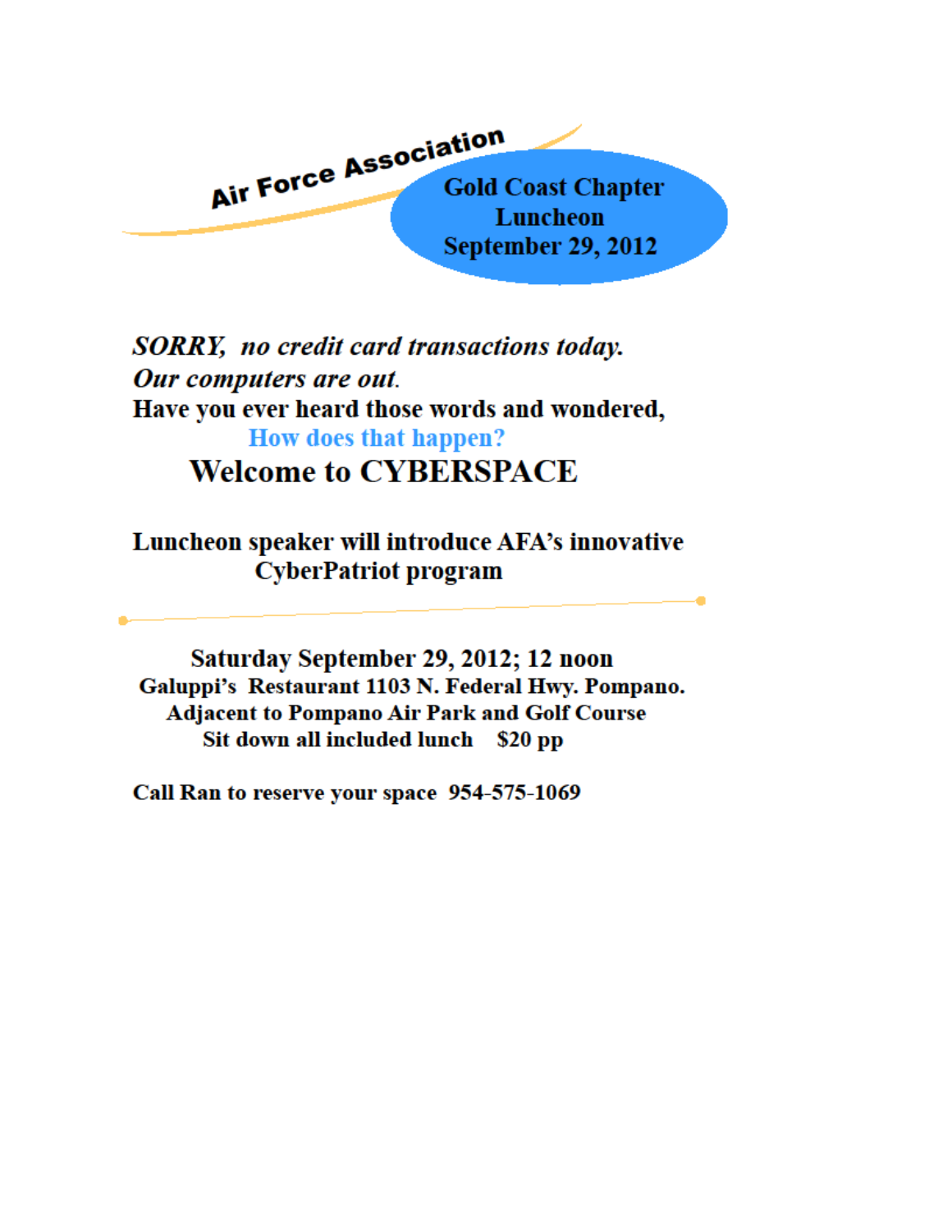**Air Force Association**

**Gold Coast Chapter**
**Luncheon**
**September 29, 2012**

***SORRY, no credit card transactions today.***
***Our computers are out.***
**Have you ever heard those words and wondered,**

**How does that happen?**

## Welcome to CYBERSPACE

**Luncheon speaker will introduce AFA's innovative CyberPatriot program**

---

**Saturday September 29, 2012; 12 noon**
**Galuppi's Restaurant 1103 N. Federal Hwy. Pompano.**
**Adjacent to Pompano Air Park and Golf Course**
**Sit down all included lunch $20 pp**

**Call Ran to reserve your space 954-575-1069**